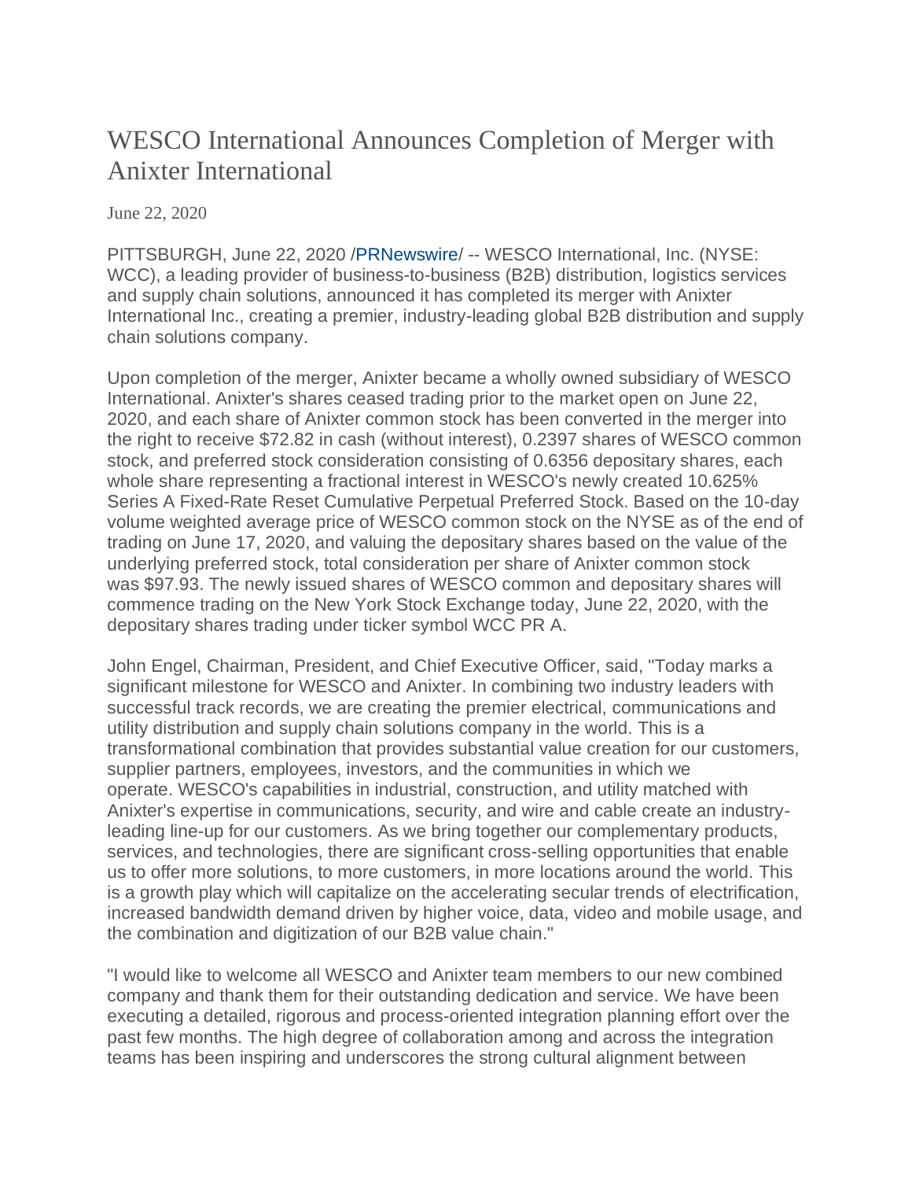# WESCO International Announces Completion of Merger with Anixter International

June 22, 2020

PITTSBURGH, June 22, 2020 /PRNewswire/ -- WESCO International, Inc. (NYSE: WCC), a leading provider of business-to-business (B2B) distribution, logistics services and supply chain solutions, announced it has completed its merger with Anixter International Inc., creating a premier, industry-leading global B2B distribution and supply chain solutions company.

Upon completion of the merger, Anixter became a wholly owned subsidiary of WESCO International. Anixter's shares ceased trading prior to the market open on June 22, 2020, and each share of Anixter common stock has been converted in the merger into the right to receive $72.82 in cash (without interest), 0.2397 shares of WESCO common stock, and preferred stock consideration consisting of 0.6356 depositary shares, each whole share representing a fractional interest in WESCO's newly created 10.625% Series A Fixed-Rate Reset Cumulative Perpetual Preferred Stock. Based on the 10-day volume weighted average price of WESCO common stock on the NYSE as of the end of trading on June 17, 2020, and valuing the depositary shares based on the value of the underlying preferred stock, total consideration per share of Anixter common stock was $97.93. The newly issued shares of WESCO common and depositary shares will commence trading on the New York Stock Exchange today, June 22, 2020, with the depositary shares trading under ticker symbol WCC PR A.

John Engel, Chairman, President, and Chief Executive Officer, said, "Today marks a significant milestone for WESCO and Anixter. In combining two industry leaders with successful track records, we are creating the premier electrical, communications and utility distribution and supply chain solutions company in the world. This is a transformational combination that provides substantial value creation for our customers, supplier partners, employees, investors, and the communities in which we operate. WESCO's capabilities in industrial, construction, and utility matched with Anixter's expertise in communications, security, and wire and cable create an industry-leading line-up for our customers. As we bring together our complementary products, services, and technologies, there are significant cross-selling opportunities that enable us to offer more solutions, to more customers, in more locations around the world. This is a growth play which will capitalize on the accelerating secular trends of electrification, increased bandwidth demand driven by higher voice, data, video and mobile usage, and the combination and digitization of our B2B value chain."

"I would like to welcome all WESCO and Anixter team members to our new combined company and thank them for their outstanding dedication and service. We have been executing a detailed, rigorous and process-oriented integration planning effort over the past few months. The high degree of collaboration among and across the integration teams has been inspiring and underscores the strong cultural alignment between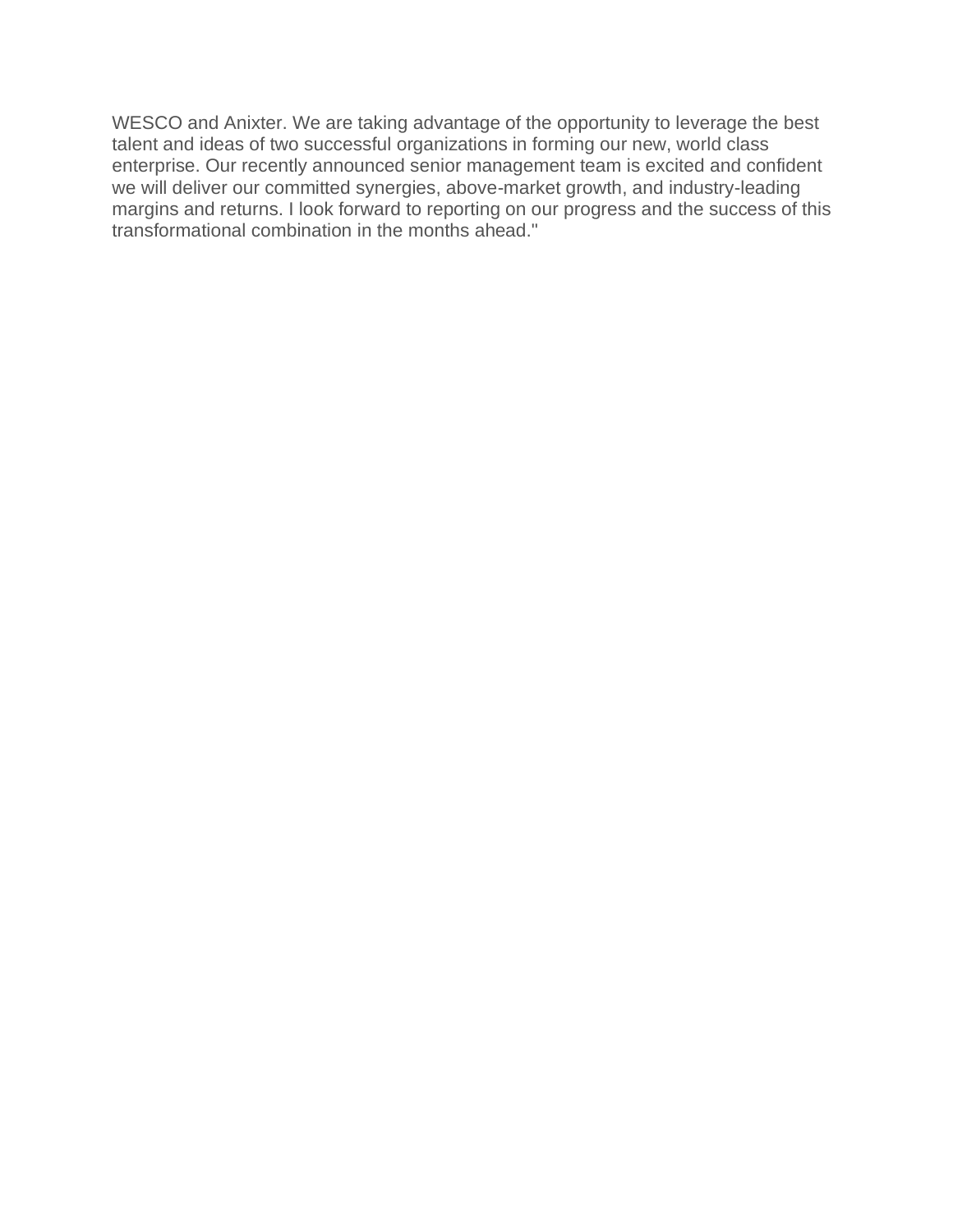WESCO and Anixter. We are taking advantage of the opportunity to leverage the best talent and ideas of two successful organizations in forming our new, world class enterprise. Our recently announced senior management team is excited and confident we will deliver our committed synergies, above-market growth, and industry-leading margins and returns. I look forward to reporting on our progress and the success of this transformational combination in the months ahead."